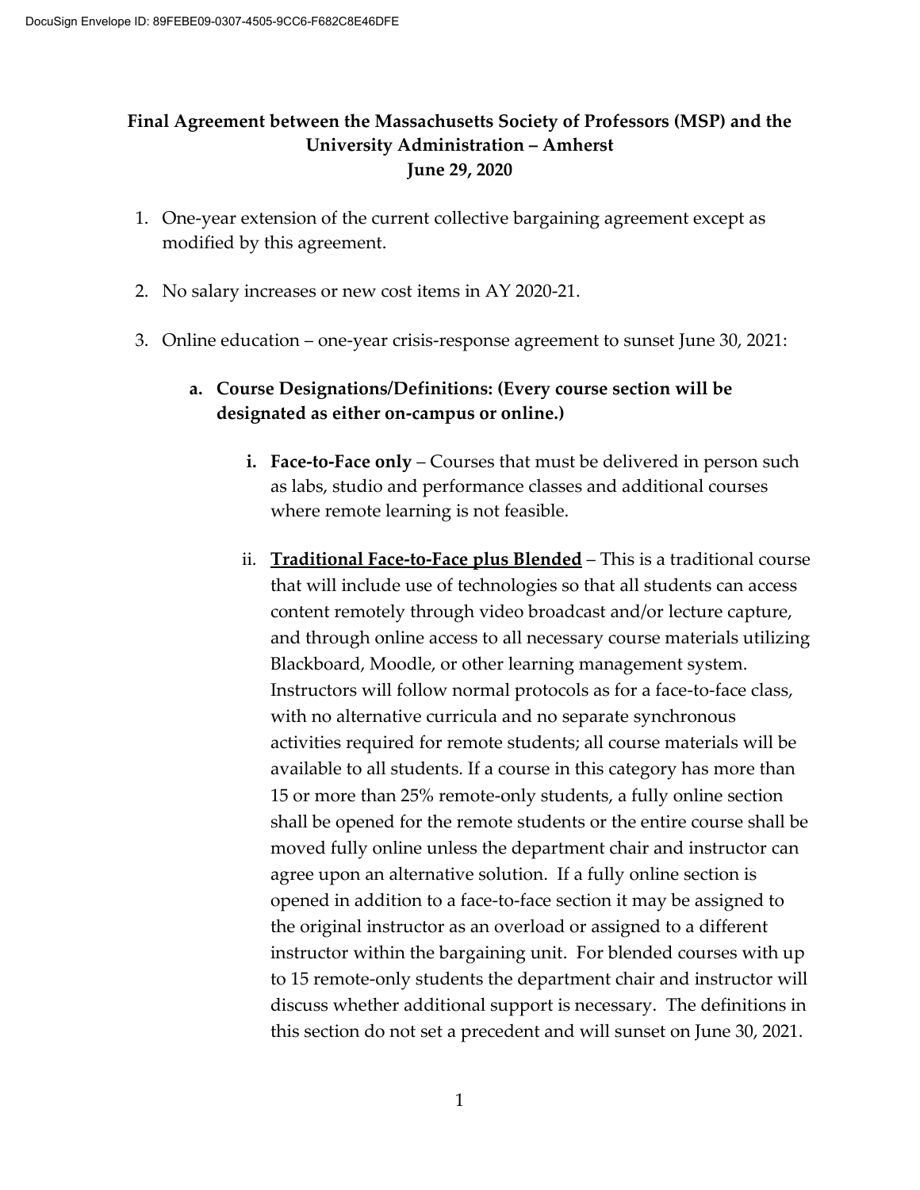**Final Agreement between the Massachusetts Society of Professors (MSP) and the University Administration – Amherst**
**June 29, 2020**

1. One-year extension of the current collective bargaining agreement except as modified by this agreement.

2. No salary increases or new cost items in AY 2020-21.

3. Online education – one-year crisis-response agreement to sunset June 30, 2021:

   a. **Course Designations/Definitions: (Every course section will be designated as either on-campus or online.)**

      i. **Face-to-Face only** – Courses that must be delivered in person such as labs, studio and performance classes and additional courses where remote learning is not feasible.

      ii. **<u>Traditional Face-to-Face plus Blended</u>** – This is a traditional course that will include use of technologies so that all students can access content remotely through video broadcast and/or lecture capture, and through online access to all necessary course materials utilizing Blackboard, Moodle, or other learning management system. Instructors will follow normal protocols as for a face-to-face class, with no alternative curricula and no separate synchronous activities required for remote students; all course materials will be available to all students. If a course in this category has more than 15 or more than 25% remote-only students, a fully online section shall be opened for the remote students or the entire course shall be moved fully online unless the department chair and instructor can agree upon an alternative solution. If a fully online section is opened in addition to a face-to-face section it may be assigned to the original instructor as an overload or assigned to a different instructor within the bargaining unit. For blended courses with up to 15 remote-only students the department chair and instructor will discuss whether additional support is necessary. The definitions in this section do not set a precedent and will sunset on June 30, 2021.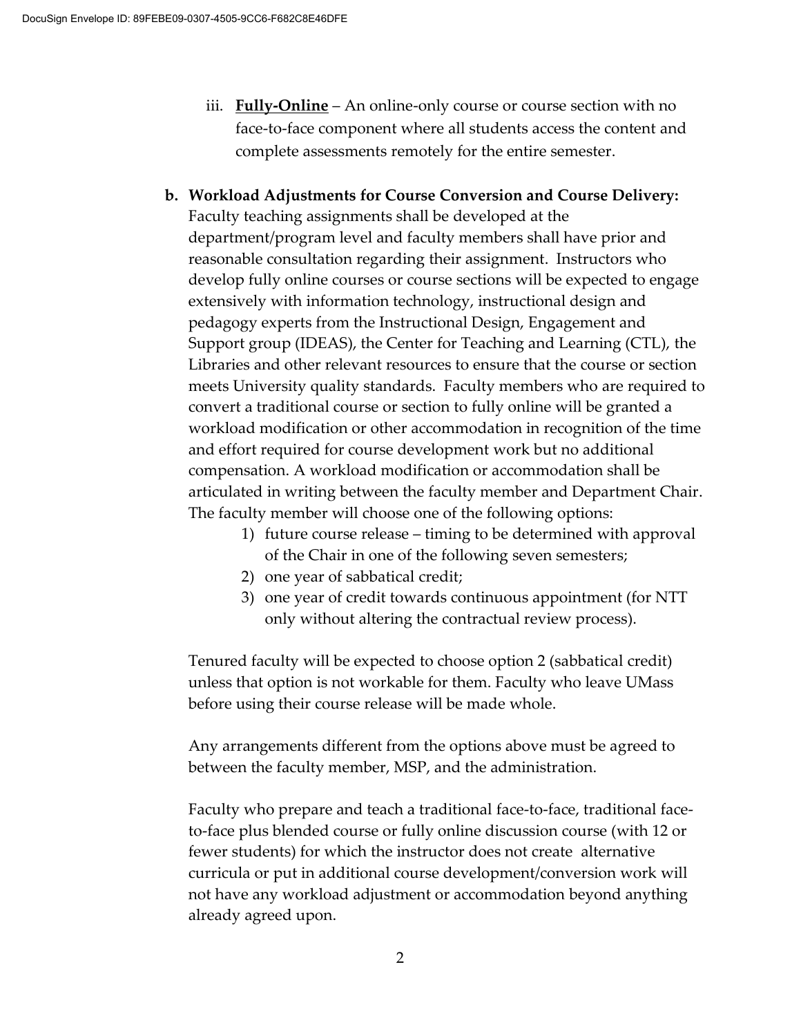iii. **Fully-Online** – An online-only course or course section with no face-to-face component where all students access the content and complete assessments remotely for the entire semester.

**b. Workload Adjustments for Course Conversion and Course Delivery:** Faculty teaching assignments shall be developed at the department/program level and faculty members shall have prior and reasonable consultation regarding their assignment. Instructors who develop fully online courses or course sections will be expected to engage extensively with information technology, instructional design and pedagogy experts from the Instructional Design, Engagement and Support group (IDEAS), the Center for Teaching and Learning (CTL), the Libraries and other relevant resources to ensure that the course or section meets University quality standards. Faculty members who are required to convert a traditional course or section to fully online will be granted a workload modification or other accommodation in recognition of the time and effort required for course development work but no additional compensation. A workload modification or accommodation shall be articulated in writing between the faculty member and Department Chair. The faculty member will choose one of the following options:

1) future course release – timing to be determined with approval of the Chair in one of the following seven semesters;
2) one year of sabbatical credit;
3) one year of credit towards continuous appointment (for NTT only without altering the contractual review process).

Tenured faculty will be expected to choose option 2 (sabbatical credit) unless that option is not workable for them. Faculty who leave UMass before using their course release will be made whole.

Any arrangements different from the options above must be agreed to between the faculty member, MSP, and the administration.

Faculty who prepare and teach a traditional face-to-face, traditional face-to-face plus blended course or fully online discussion course (with 12 or fewer students) for which the instructor does not create alternative curricula or put in additional course development/conversion work will not have any workload adjustment or accommodation beyond anything already agreed upon.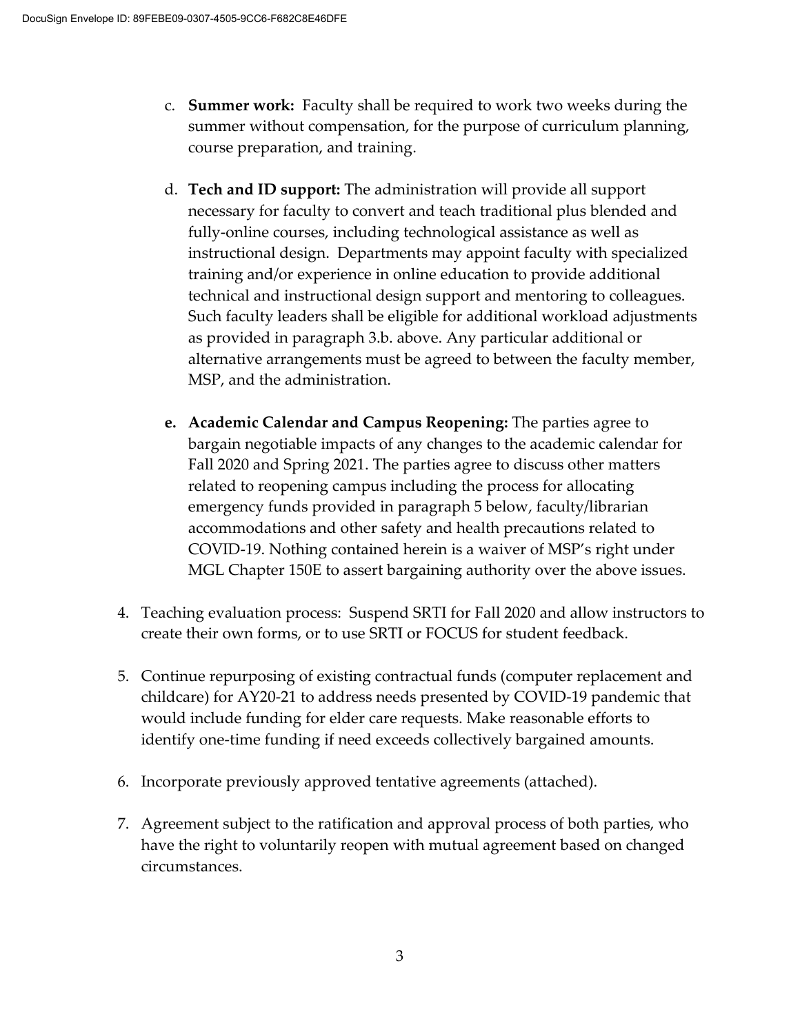c. **Summer work:** Faculty shall be required to work two weeks during the summer without compensation, for the purpose of curriculum planning, course preparation, and training.

d. **Tech and ID support:** The administration will provide all support necessary for faculty to convert and teach traditional plus blended and fully-online courses, including technological assistance as well as instructional design. Departments may appoint faculty with specialized training and/or experience in online education to provide additional technical and instructional design support and mentoring to colleagues. Such faculty leaders shall be eligible for additional workload adjustments as provided in paragraph 3.b. above. Any particular additional or alternative arrangements must be agreed to between the faculty member, MSP, and the administration.

**e. Academic Calendar and Campus Reopening:** The parties agree to bargain negotiable impacts of any changes to the academic calendar for Fall 2020 and Spring 2021. The parties agree to discuss other matters related to reopening campus including the process for allocating emergency funds provided in paragraph 5 below, faculty/librarian accommodations and other safety and health precautions related to COVID-19. Nothing contained herein is a waiver of MSP's right under MGL Chapter 150E to assert bargaining authority over the above issues.

4. Teaching evaluation process: Suspend SRTI for Fall 2020 and allow instructors to create their own forms, or to use SRTI or FOCUS for student feedback.

5. Continue repurposing of existing contractual funds (computer replacement and childcare) for AY20-21 to address needs presented by COVID-19 pandemic that would include funding for elder care requests. Make reasonable efforts to identify one-time funding if need exceeds collectively bargained amounts.

6. Incorporate previously approved tentative agreements (attached).

7. Agreement subject to the ratification and approval process of both parties, who have the right to voluntarily reopen with mutual agreement based on changed circumstances.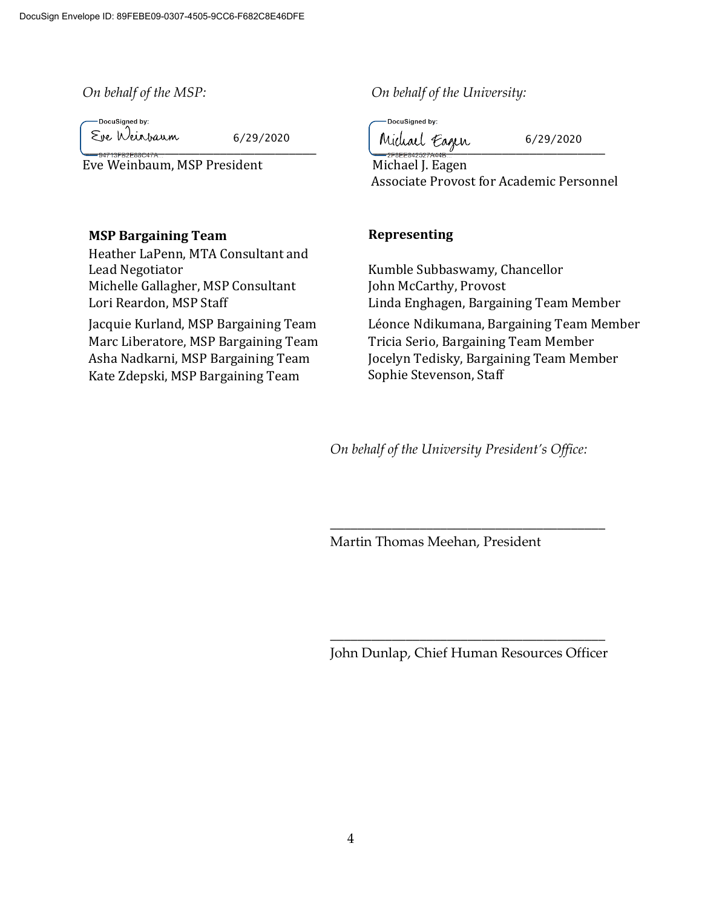DocuSign Envelope ID: 89FEBE09-0307-4505-9CC6-F682C8E46DFE

*On behalf of the MSP:*

DocuSigned by: Eve Weinbaum 6/29/2020
94713F82E68C47A

Eve Weinbaum, MSP President

**MSP Bargaining Team**

Heather LaPenn, MTA Consultant and Lead Negotiator
Michelle Gallagher, MSP Consultant
Lori Reardon, MSP Staff
Jacquie Kurland, MSP Bargaining Team
Marc Liberatore, MSP Bargaining Team
Asha Nadkarni, MSP Bargaining Team
Kate Zdepski, MSP Bargaining Team

*On behalf of the University:*

DocuSigned by: Michael Eagen 6/29/2020
2F8EE842327A44B

Michael J. Eagen
Associate Provost for Academic Personnel

**Representing**

Kumble Subbaswamy, Chancellor
John McCarthy, Provost
Linda Enghagen, Bargaining Team Member
Léonce Ndikumana, Bargaining Team Member
Tricia Serio, Bargaining Team Member
Jocelyn Tedisky, Bargaining Team Member
Sophie Stevenson, Staff

*On behalf of the University President's Office:*

\_\_\_\_\_\_\_\_\_\_\_\_\_\_\_\_\_\_\_\_\_\_\_\_\_\_\_\_\_\_\_\_\_\_\_\_\_\_\_\_

Martin Thomas Meehan, President

\_\_\_\_\_\_\_\_\_\_\_\_\_\_\_\_\_\_\_\_\_\_\_\_\_\_\_\_\_\_\_\_\_\_\_\_\_\_\_\_

John Dunlap, Chief Human Resources Officer